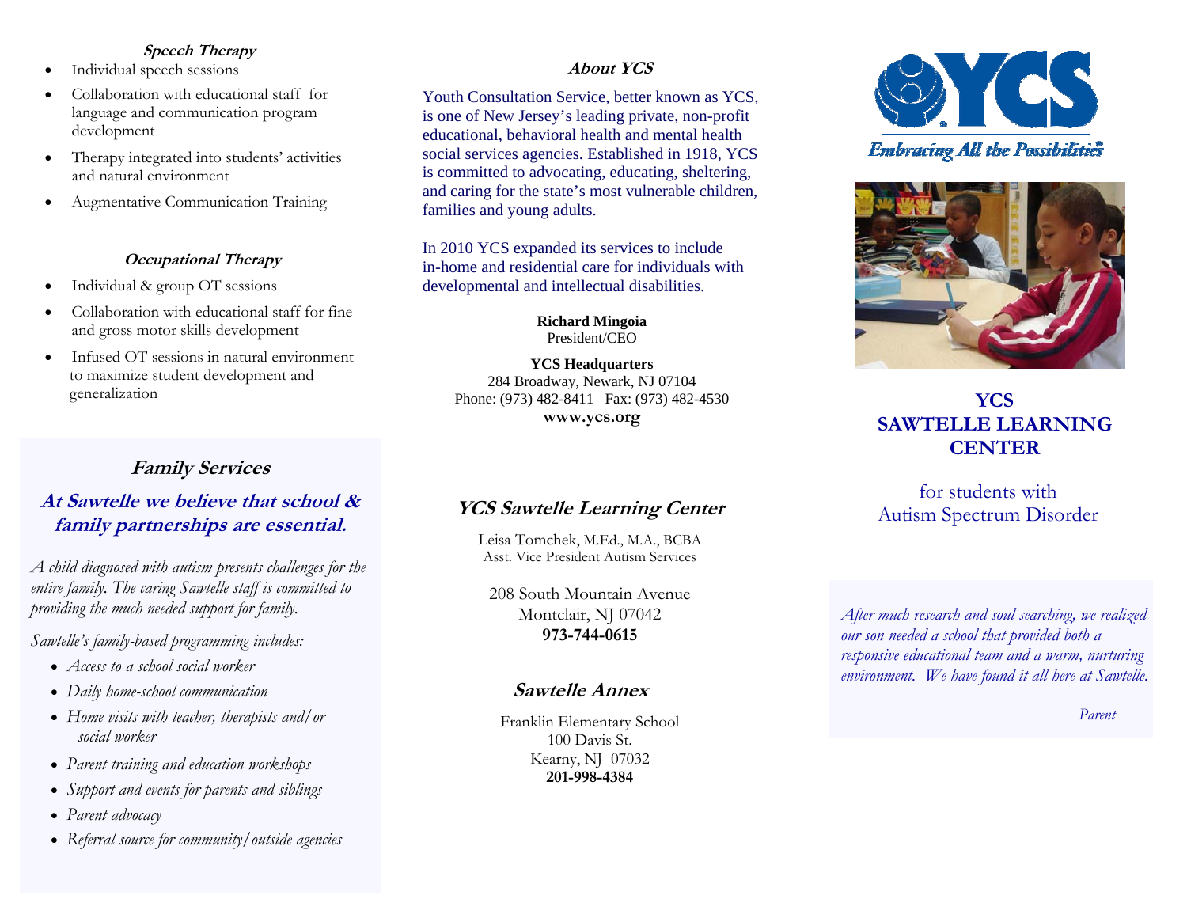### Speech Therapy

- Individual speech sessions
- Collaboration with educational staff for language and communication program development
- Therapy integrated into students' activities and natural environment
- Augmentative Communication Training

### Occupational Therapy

- Individual & group OT sessions
- Collaboration with educational staff for fine and gross motor skills development
- Infused OT sessions in natural environment to maximize student development and generalization

## Family Services

### At Sawtelle we believe that school & family partnerships are essential.

*A child diagnosed with autism presents challenges for the entire family. The caring Sawtelle staff is committed to providing the much needed support for family.*

*Sawtelle's family-based programming includes:*

- *Access to a school social worker*
- *Daily home-school communication*
- *Home visits with teacher, therapists and/or social worker*
- *Parent training and education workshops*
- *Support and events for parents and siblings*
- *Parent advocacy*
- *Referral source for community/outside agencies*

### About YCS

Youth Consultation Service, better known as YCS, is one of New Jersey's leading private, non-profit educational, behavioral health and mental health social services agencies. Established in 1918, YCS is committed to advocating, educating, sheltering, and caring for the state's most vulnerable children, families and young adults.

In 2010 YCS expanded its services to include in-home and residential care for individuals with developmental and intellectual disabilities.

**Richard Mingoia**
President/CEO

**YCS Headquarters**
284 Broadway, Newark, NJ 07104
Phone: (973) 482-8411 Fax: (973) 482-4530
**www.ycs.org**

## YCS Sawtelle Learning Center

Leisa Tomchek, M.Ed., M.A., BCBA
Asst. Vice President Autism Services

208 South Mountain Avenue
Montclair, NJ 07042
**973-744-0615**

## Sawtelle Annex

Franklin Elementary School
100 Davis St.
Kearny, NJ 07032
**201-998-4384**

YCS

*Embracing All the Possibilities*

# YCS SAWTELLE LEARNING CENTER

for students with Autism Spectrum Disorder

*After much research and soul searching, we realized our son needed a school that provided both a responsive educational team and a warm, nurturing environment. We have found it all here at Sawtelle.*

*Parent*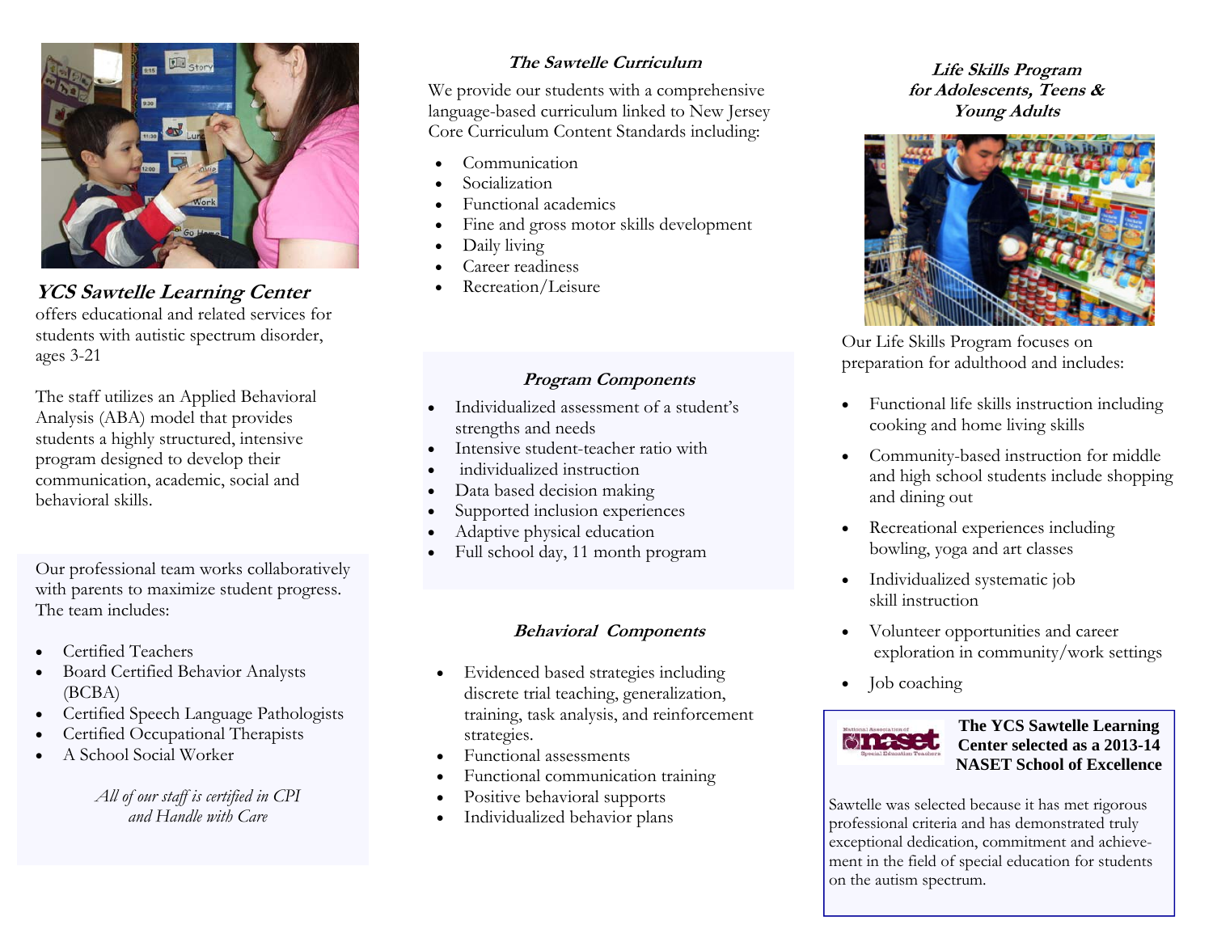### *YCS Sawtelle Learning Center*

offers educational and related services for students with autistic spectrum disorder, ages 3-21

The staff utilizes an Applied Behavioral Analysis (ABA) model that provides students a highly structured, intensive program designed to develop their communication, academic, social and behavioral skills.

Our professional team works collaboratively with parents to maximize student progress. The team includes:

- Certified Teachers
- Board Certified Behavior Analysts (BCBA)
- Certified Speech Language Pathologists
- Certified Occupational Therapists
- A School Social Worker

*All of our staff is certified in CPI and Handle with Care*

### *The Sawtelle Curriculum*

We provide our students with a comprehensive language-based curriculum linked to New Jersey Core Curriculum Content Standards including:

- Communication
- Socialization
- Functional academics
- Fine and gross motor skills development
- Daily living
- Career readiness
- Recreation/Leisure

### *Program Components*

- Individualized assessment of a student's strengths and needs
- Intensive student-teacher ratio with
- individualized instruction
- Data based decision making
- Supported inclusion experiences
- Adaptive physical education
- Full school day, 11 month program

### *Behavioral Components*

- Evidenced based strategies including discrete trial teaching, generalization, training, task analysis, and reinforcement strategies.
- Functional assessments
- Functional communication training
- Positive behavioral supports
- Individualized behavior plans

### *Life Skills Program for Adolescents, Teens & Young Adults*

Our Life Skills Program focuses on preparation for adulthood and includes:

- Functional life skills instruction including cooking and home living skills
- Community-based instruction for middle and high school students include shopping and dining out
- Recreational experiences including bowling, yoga and art classes
- Individualized systematic job skill instruction
- Volunteer opportunities and career exploration in community/work settings
- Job coaching

National Association of naset Special Education Teachers

**The YCS Sawtelle Learning Center selected as a 2013-14 NASET School of Excellence**

Sawtelle was selected because it has met rigorous professional criteria and has demonstrated truly exceptional dedication, commitment and achievement in the field of special education for students on the autism spectrum.